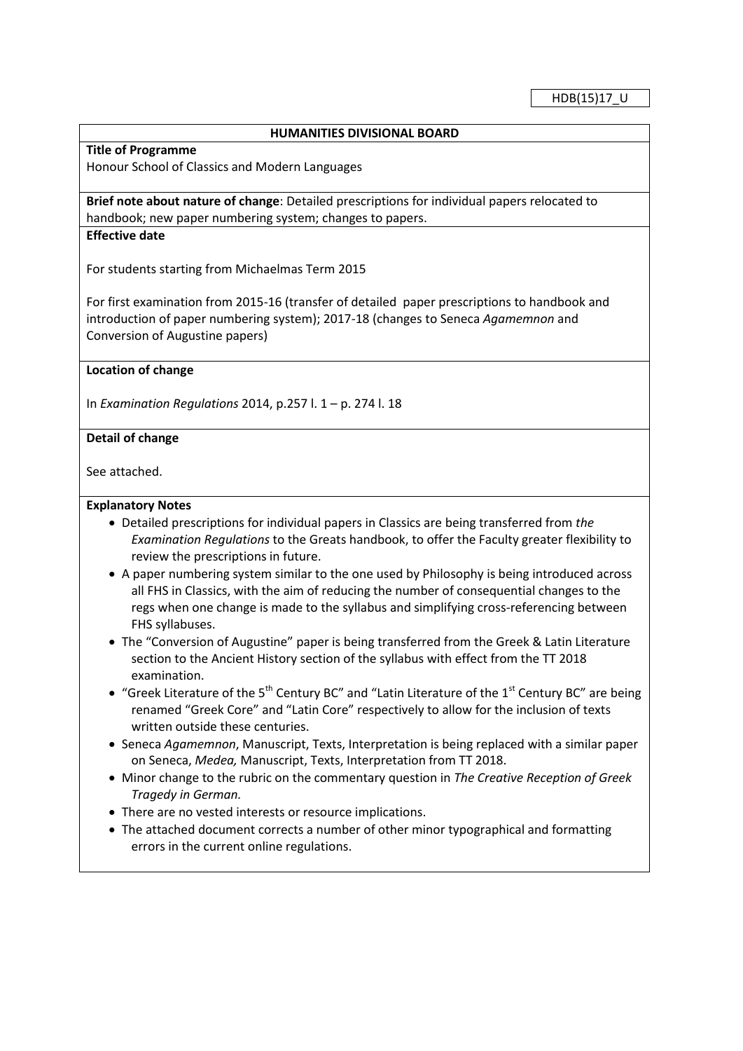HDB(15)17_U

**HUMANITIES DIVISIONAL BOARD**

**Title of Programme**

Honour School of Classics and Modern Languages

**Brief note about nature of change**: Detailed prescriptions for individual papers relocated to handbook; new paper numbering system; changes to papers.

**Effective date**

For students starting from Michaelmas Term 2015

For first examination from 2015-16 (transfer of detailed paper prescriptions to handbook and introduction of paper numbering system); 2017-18 (changes to Seneca *Agamemnon* and Conversion of Augustine papers)

**Location of change**

In *Examination Regulations* 2014, p.257 l. 1 – p. 274 l. 18

**Detail of change**

See attached.

**Explanatory Notes**

- Detailed prescriptions for individual papers in Classics are being transferred from *the Examination Regulations* to the Greats handbook, to offer the Faculty greater flexibility to review the prescriptions in future.
- A paper numbering system similar to the one used by Philosophy is being introduced across all FHS in Classics, with the aim of reducing the number of consequential changes to the regs when one change is made to the syllabus and simplifying cross-referencing between FHS syllabuses.
- The "Conversion of Augustine" paper is being transferred from the Greek & Latin Literature section to the Ancient History section of the syllabus with effect from the TT 2018 examination.
- "Greek Literature of the 5th Century BC" and "Latin Literature of the 1st Century BC" are being renamed "Greek Core" and "Latin Core" respectively to allow for the inclusion of texts written outside these centuries.
- Seneca *Agamemnon*, Manuscript, Texts, Interpretation is being replaced with a similar paper on Seneca, *Medea,* Manuscript, Texts, Interpretation from TT 2018.
- Minor change to the rubric on the commentary question in *The Creative Reception of Greek Tragedy in German.*
- There are no vested interests or resource implications.
- The attached document corrects a number of other minor typographical and formatting errors in the current online regulations.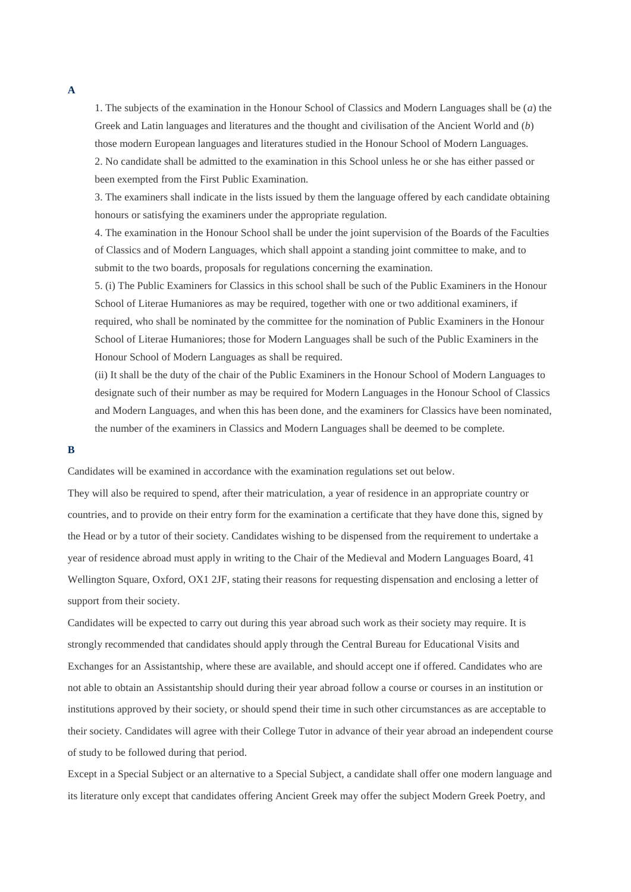**A**

1. The subjects of the examination in the Honour School of Classics and Modern Languages shall be (*a*) the Greek and Latin languages and literatures and the thought and civilisation of the Ancient World and (*b*) those modern European languages and literatures studied in the Honour School of Modern Languages.

2. No candidate shall be admitted to the examination in this School unless he or she has either passed or been exempted from the First Public Examination.

3. The examiners shall indicate in the lists issued by them the language offered by each candidate obtaining honours or satisfying the examiners under the appropriate regulation.

4. The examination in the Honour School shall be under the joint supervision of the Boards of the Faculties of Classics and of Modern Languages, which shall appoint a standing joint committee to make, and to submit to the two boards, proposals for regulations concerning the examination.

5. (i) The Public Examiners for Classics in this school shall be such of the Public Examiners in the Honour School of Literae Humaniores as may be required, together with one or two additional examiners, if required, who shall be nominated by the committee for the nomination of Public Examiners in the Honour School of Literae Humaniores; those for Modern Languages shall be such of the Public Examiners in the Honour School of Modern Languages as shall be required.

(ii) It shall be the duty of the chair of the Public Examiners in the Honour School of Modern Languages to designate such of their number as may be required for Modern Languages in the Honour School of Classics and Modern Languages, and when this has been done, and the examiners for Classics have been nominated, the number of the examiners in Classics and Modern Languages shall be deemed to be complete.

**B**

Candidates will be examined in accordance with the examination regulations set out below.

They will also be required to spend, after their matriculation, a year of residence in an appropriate country or countries, and to provide on their entry form for the examination a certificate that they have done this, signed by the Head or by a tutor of their society. Candidates wishing to be dispensed from the requirement to undertake a year of residence abroad must apply in writing to the Chair of the Medieval and Modern Languages Board, 41 Wellington Square, Oxford, OX1 2JF, stating their reasons for requesting dispensation and enclosing a letter of support from their society.

Candidates will be expected to carry out during this year abroad such work as their society may require. It is strongly recommended that candidates should apply through the Central Bureau for Educational Visits and Exchanges for an Assistantship, where these are available, and should accept one if offered. Candidates who are not able to obtain an Assistantship should during their year abroad follow a course or courses in an institution or institutions approved by their society, or should spend their time in such other circumstances as are acceptable to their society. Candidates will agree with their College Tutor in advance of their year abroad an independent course of study to be followed during that period.

Except in a Special Subject or an alternative to a Special Subject, a candidate shall offer one modern language and its literature only except that candidates offering Ancient Greek may offer the subject Modern Greek Poetry, and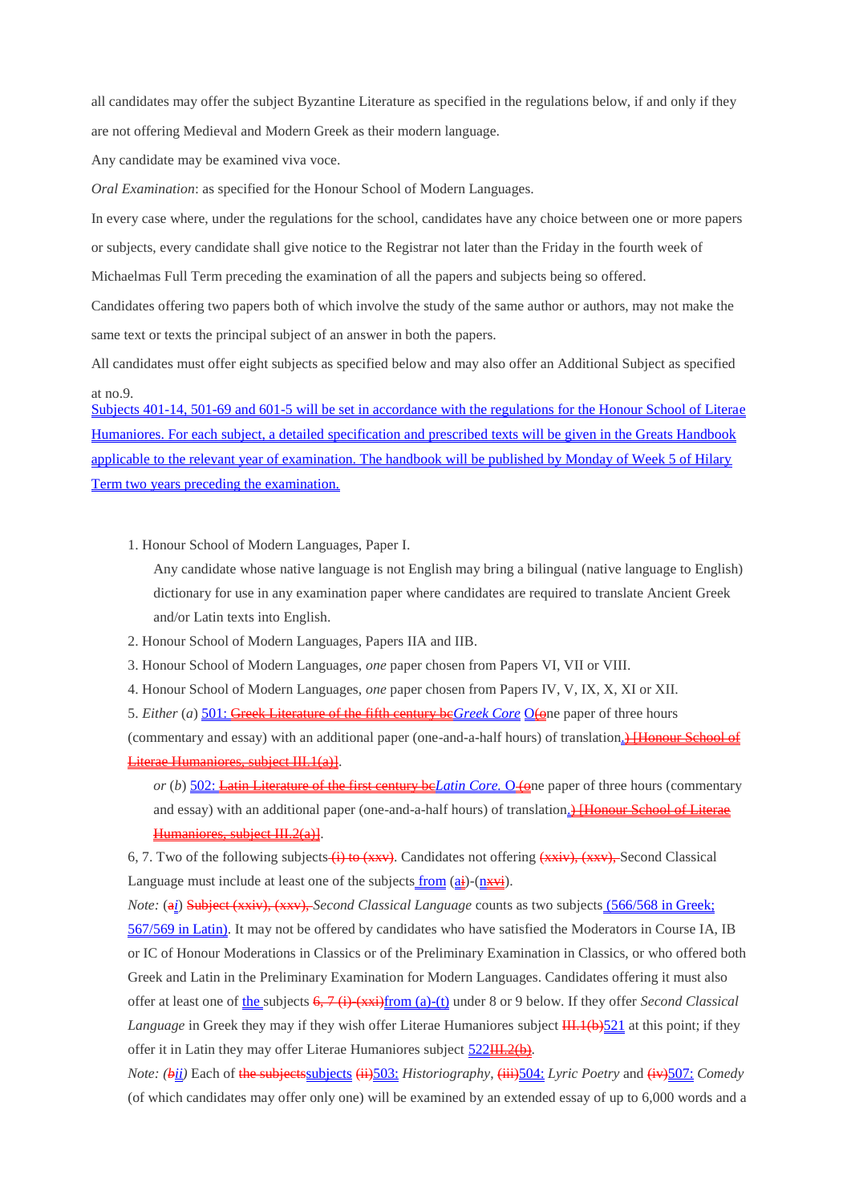all candidates may offer the subject Byzantine Literature as specified in the regulations below, if and only if they are not offering Medieval and Modern Greek as their modern language.

Any candidate may be examined viva voce.

*Oral Examination*: as specified for the Honour School of Modern Languages.

In every case where, under the regulations for the school, candidates have any choice between one or more papers or subjects, every candidate shall give notice to the Registrar not later than the Friday in the fourth week of Michaelmas Full Term preceding the examination of all the papers and subjects being so offered.

Candidates offering two papers both of which involve the study of the same author or authors, may not make the same text or texts the principal subject of an answer in both the papers.

All candidates must offer eight subjects as specified below and may also offer an Additional Subject as specified at no.9.

Subjects 401-14, 501-69 and 601-5 will be set in accordance with the regulations for the Honour School of Literae Humaniores. For each subject, a detailed specification and prescribed texts will be given in the Greats Handbook applicable to the relevant year of examination. The handbook will be published by Monday of Week 5 of Hilary Term two years preceding the examination.

1. Honour School of Modern Languages, Paper I.

   Any candidate whose native language is not English may bring a bilingual (native language to English) dictionary for use in any examination paper where candidates are required to translate Ancient Greek and/or Latin texts into English.

2. Honour School of Modern Languages, Papers IIA and IIB.
3. Honour School of Modern Languages, *one* paper chosen from Papers VI, VII or VIII.
4. Honour School of Modern Languages, *one* paper chosen from Papers IV, V, IX, X, XI or XII.
5. *Either* (*a*) 501: ~~Greek Literature of the fifth century bc~~*Greek Core* O~~(o~~ne paper of three hours (commentary and essay) with an additional paper (one-and-a-half hours) of translation~~.) [Honour School of Literae Humaniores, subject III.1(a)]~~.

   *or* (*b*) 502: ~~Latin Literature of the first century bc~~*Latin Core.* O ~~(o~~ne paper of three hours (commentary and essay) with an additional paper (one-and-a-half hours) of translation~~.) [Honour School of Literae Humaniores, subject III.2(a)]~~.

6, 7. Two of the following subjects ~~(i) to (xxv)~~. Candidates not offering ~~(xxiv), (xxv),~~ Second Classical Language must include at least one of the subjects from (a~~i~~)-(n~~xvi~~).

*Note:* (*a*~~i~~) ~~Subject (xxiv), (xxv),~~ *Second Classical Language* counts as two subjects (566/568 in Greek; 567/569 in Latin). It may not be offered by candidates who have satisfied the Moderators in Course IA, IB or IC of Honour Moderations in Classics or of the Preliminary Examination in Classics, or who offered both Greek and Latin in the Preliminary Examination for Modern Languages. Candidates offering it must also offer at least one of the subjects ~~6, 7 (i)-(xxi)~~from (a)-(t) under 8 or 9 below. If they offer *Second Classical Language* in Greek they may if they wish offer Literae Humaniores subject ~~III.1(b)~~521 at this point; if they offer it in Latin they may offer Literae Humaniores subject 522~~III.2(b)~~.

*Note:* (*b*~~ii~~) Each of ~~the subjects~~subjects ~~(ii)~~503: *Historiography*, ~~(iii)~~504: *Lyric Poetry* and ~~(iv)~~507: *Comedy* (of which candidates may offer only one) will be examined by an extended essay of up to 6,000 words and a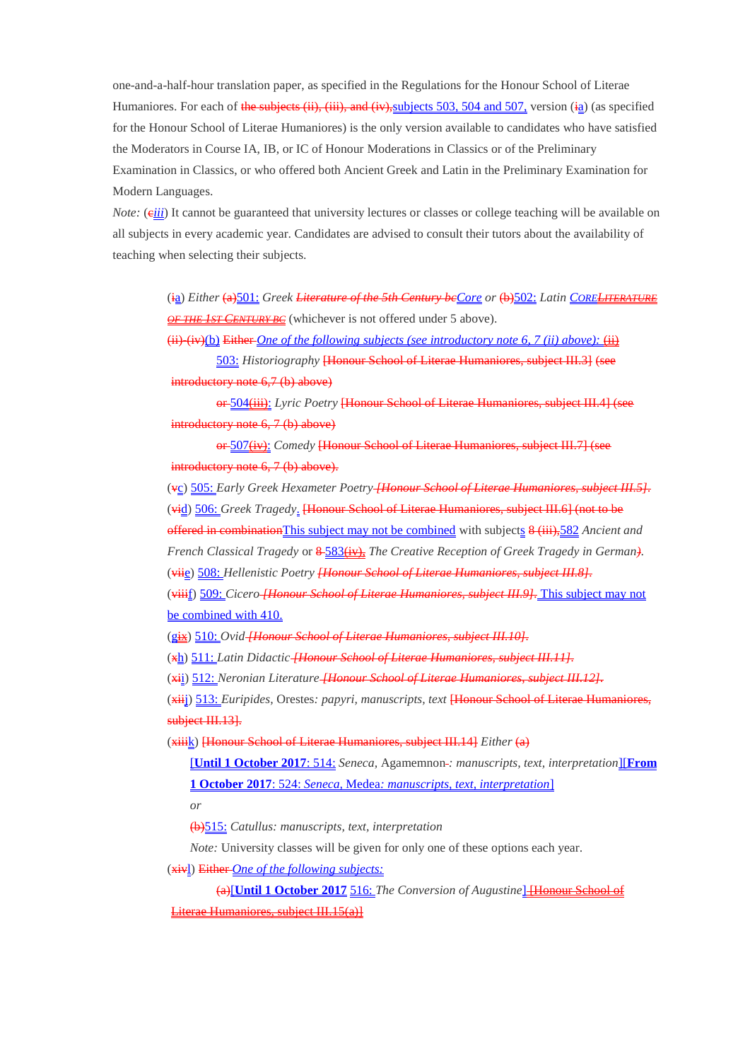one-and-a-half-hour translation paper, as specified in the Regulations for the Honour School of Literae Humaniores. For each of ~~the subjects (ii), (iii), and (iv),~~subjects 503, 504 and 507, version (~~i~~a) (as specified for the Honour School of Literae Humaniores) is the only version available to candidates who have satisfied the Moderators in Course IA, IB, or IC of Honour Moderations in Classics or of the Preliminary Examination in Classics, or who offered both Ancient Greek and Latin in the Preliminary Examination for Modern Languages.

*Note:* (~~c~~*iii*) It cannot be guaranteed that university lectures or classes or college teaching will be available on all subjects in every academic year. Candidates are advised to consult their tutors about the availability of teaching when selecting their subjects.

(~~i~~a) *Either* ~~(a)~~501: *Greek* ~~*Literature of the 5th Century bc*~~*Core* *or* ~~(b)~~502: *Latin* *CORE*~~*LITERATURE OF THE 1ST CENTURY BC*~~ (whichever is not offered under 5 above).

~~(ii)-(iv)~~(b) ~~Either~~ *One of the following subjects (see introductory note 6, 7 (ii) above):* ~~(ii)~~

503: *Historiography* ~~[Honour School of Literae Humaniores, subject III.3] (see introductory note 6,7 (b) above)~~

~~or~~ 504~~(iii)~~: *Lyric Poetry* ~~[Honour School of Literae Humaniores, subject III.4] (see introductory note 6, 7 (b) above)~~

~~or~~ 507~~(iv)~~: *Comedy* ~~[Honour School of Literae Humaniores, subject III.7] (see introductory note 6, 7 (b) above).~~

(~~v~~c) 505: *Early Greek Hexameter Poetry* ~~*[Honour School of Literae Humaniores, subject III.5]*~~.

(~~vi~~d) 506: *Greek Tragedy*, ~~[Honour School of Literae Humaniores, subject III.6] (not to be offered in combination~~This subject may not be combined with subjects ~~8 (iii),~~582 *Ancient and French Classical Tragedy* or ~~8~~ 583~~(iv),~~ *The Creative Reception of Greek Tragedy in German*~~)~~.

(~~vii~~e) 508: *Hellenistic Poetry* ~~*[Honour School of Literae Humaniores, subject III.8]*~~.

(~~viii~~f) 509: *Cicero* ~~*[Honour School of Literae Humaniores, subject III.9]*~~. This subject may not be combined with 410.

(~~ix~~g) 510: *Ovid* ~~*[Honour School of Literae Humaniores, subject III.10]*~~.

(~~x~~h) 511: *Latin Didactic* ~~*[Honour School of Literae Humaniores, subject III.11]*~~.

(~~xi~~i) 512: *Neronian Literature* ~~*[Honour School of Literae Humaniores, subject III.12]*~~.

(~~xii~~j) 513: *Euripides,* Orestes*: papyri, manuscripts, text* ~~[Honour School of Literae Humaniores, subject III.13]~~.

(~~xiii~~k) ~~[Honour School of Literae Humaniores, subject III.14]~~ *Either* ~~(a)~~

[**Until 1 October 2017**: 514: *Seneca,* Agamemnon~~-~~*: manuscripts, text, interpretation*][**From 1 October 2017**: 524: *Seneca,* Medea*: manuscripts, text, interpretation*]

*or*

~~(b)~~515: *Catullus: manuscripts, text, interpretation*

*Note:* University classes will be given for only one of these options each year.

(~~xiv~~l) ~~Either~~ *One of the following subjects:*

~~(a)~~[**Until 1 October 2017** 516: *The Conversion of Augustine*] ~~[Honour School of Literae Humaniores, subject III.15(a)]~~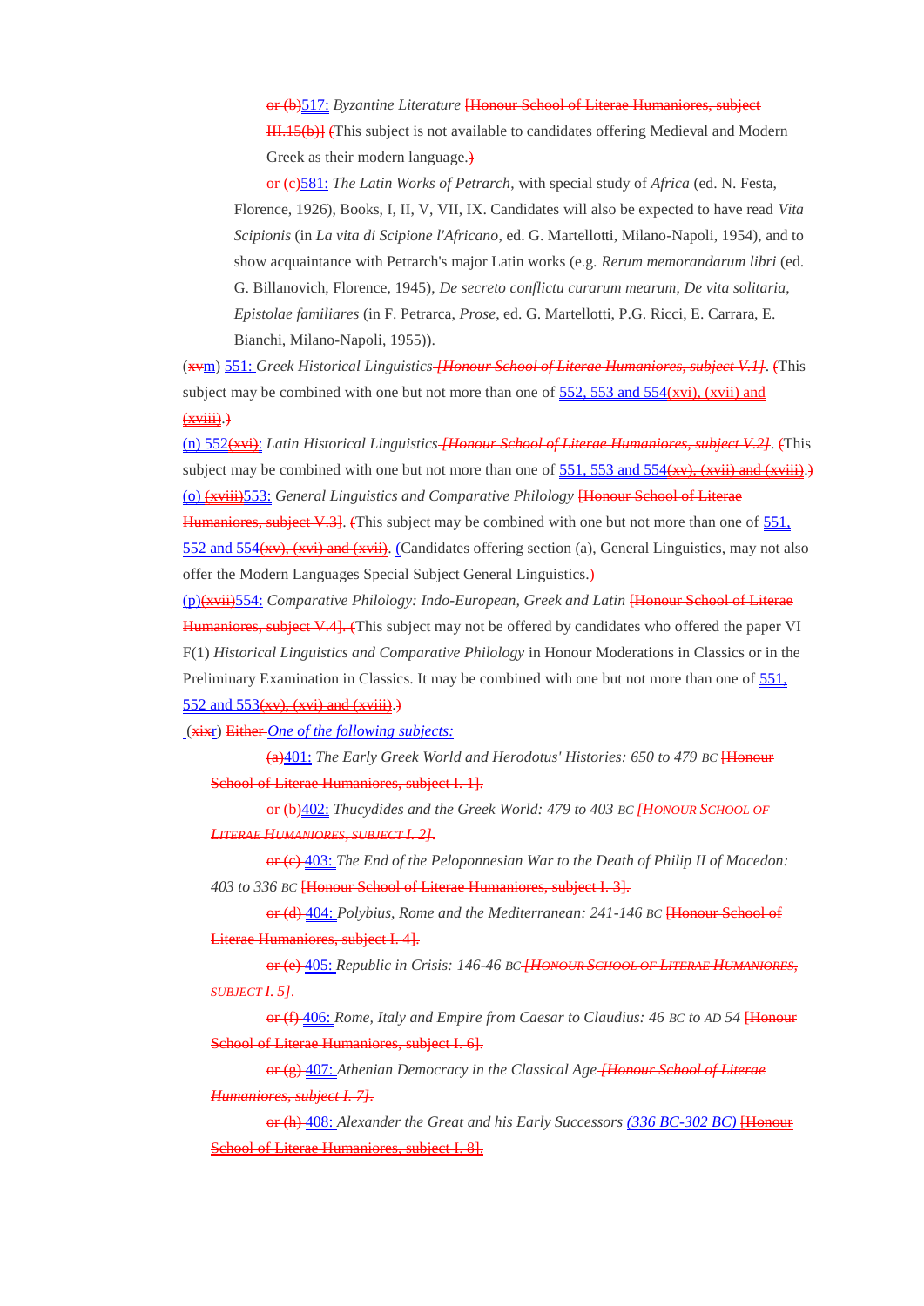or (b)517: *Byzantine Literature* [Honour School of Literae Humaniores, subject III.15(b)] (This subject is not available to candidates offering Medieval and Modern Greek as their modern language.)

or (c)581: *The Latin Works of Petrarch*, with special study of *Africa* (ed. N. Festa, Florence, 1926), Books, I, II, V, VII, IX. Candidates will also be expected to have read *Vita Scipionis* (in *La vita di Scipione l'Africano*, ed. G. Martellotti, Milano-Napoli, 1954), and to show acquaintance with Petrarch's major Latin works (e.g. *Rerum memorandarum libri* (ed. G. Billanovich, Florence, 1945), *De secreto conflictu curarum mearum*, *De vita solitaria*, *Epistolae familiares* (in F. Petrarca, *Prose*, ed. G. Martellotti, P.G. Ricci, E. Carrara, E. Bianchi, Milano-Napoli, 1955)).

(xvm) 551: *Greek Historical Linguistics* *[Honour School of Literae Humaniores, subject V.1]*. (This subject may be combined with one but not more than one of 552, 553 and 554(xvi), (xvii) and (xviii).)

(n) 552(xvi): *Latin Historical Linguistics* *[Honour School of Literae Humaniores, subject V.2]*. (This subject may be combined with one but not more than one of 551, 553 and 554(xv), (xvii) and (xviii).)

(o) (xviii)553: *General Linguistics and Comparative Philology* [Honour School of Literae Humaniores, subject V.3]. (This subject may be combined with one but not more than one of 551, 552 and 554(xv), (xvi) and (xvii). (Candidates offering section (a), General Linguistics, may not also offer the Modern Languages Special Subject General Linguistics.)

(p)(xvii)554: *Comparative Philology: Indo-European, Greek and Latin* [Honour School of Literae Humaniores, subject V.4]. (This subject may not be offered by candidates who offered the paper VI F(1) *Historical Linguistics and Comparative Philology* in Honour Moderations in Classics or in the Preliminary Examination in Classics. It may be combined with one but not more than one of 551, 552 and 553(xv), (xvi) and (xviii).)

(xixr) Either *One of the following subjects:*

(a)401: *The Early Greek World and Herodotus' Histories: 650 to 479* BC [Honour School of Literae Humaniores, subject I. 1].

or (b)402: *Thucydides and the Greek World: 479 to 403* BC *[Honour School of Literae Humaniores, subject I. 2]*.

or (c) 403: *The End of the Peloponnesian War to the Death of Philip II of Macedon: 403 to 336* BC [Honour School of Literae Humaniores, subject I. 3].

or (d) 404: *Polybius, Rome and the Mediterranean: 241-146* BC [Honour School of Literae Humaniores, subject I. 4].

or (e) 405: *Republic in Crisis: 146-46* BC *[Honour School of Literae Humaniores, subject I. 5]*.

or (f) 406: *Rome, Italy and Empire from Caesar to Claudius: 46* BC *to* AD *54* [Honour School of Literae Humaniores, subject I. 6].

or (g) 407: *Athenian Democracy in the Classical Age* *[Honour School of Literae Humaniores, subject I. 7]*.

or (h) 408: *Alexander the Great and his Early Successors (336 BC-302 BC)* [Honour School of Literae Humaniores, subject I. 8].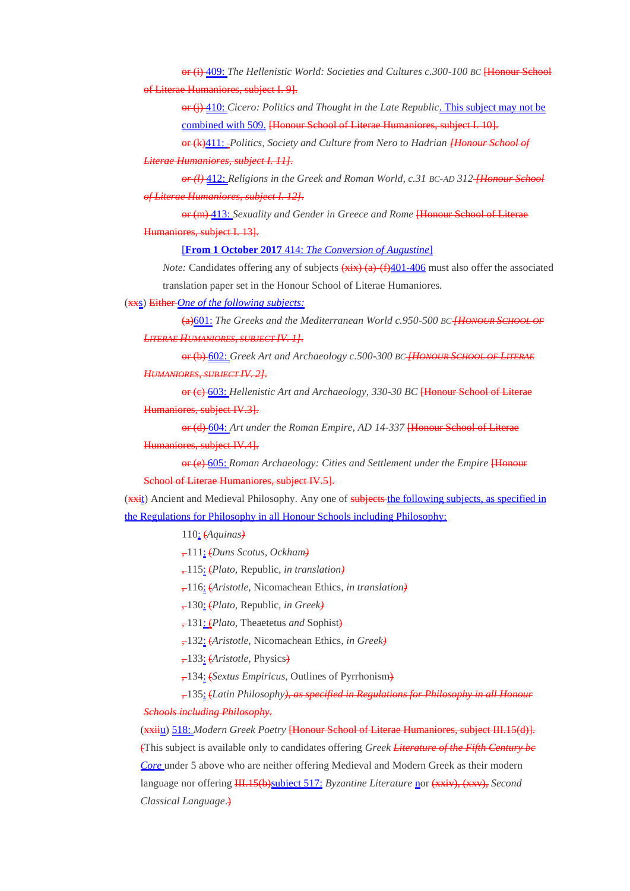or (i) 409: *The Hellenistic World: Societies and Cultures c.300-100 BC* [Honour School of Literae Humaniores, subject I. 9].

or (j) 410: *Cicero: Politics and Thought in the Late Republic*. This subject may not be combined with 509. [Honour School of Literae Humaniores, subject I. 10].

or (k)411: -*Politics, Society and Culture from Nero to Hadrian* [Honour School of Literae Humaniores, subject I. 11].

or (l) 412: *Religions in the Greek and Roman World, c.31 BC-AD 312* [Honour School of Literae Humaniores, subject I. 12].

or (m) 413: *Sexuality and Gender in Greece and Rome* [Honour School of Literae Humaniores, subject I. 13].

[**From 1 October 2017** 414: *The Conversion of Augustine*]

*Note:* Candidates offering any of subjects (xix) (a)-(f)401-406 must also offer the associated translation paper set in the Honour School of Literae Humaniores.

(xxs) Either *One of the following subjects:*

(a)601: *The Greeks and the Mediterranean World c.950-500 BC* [HONOUR SCHOOL OF LITERAE HUMANIORES, SUBJECT IV. 1].

or (b) 602: *Greek Art and Archaeology c.500-300 BC* [HONOUR SCHOOL OF LITERAE HUMANIORES, SUBJECT IV. 2].

or (c) 603: *Hellenistic Art and Archaeology, 330-30 BC* [Honour School of Literae Humaniores, subject IV.3].

or (d) 604: *Art under the Roman Empire, AD 14-337* [Honour School of Literae Humaniores, subject IV.4].

or (e) 605: *Roman Archaeology: Cities and Settlement under the Empire* [Honour School of Literae Humaniores, subject IV.5].

(xxit) Ancient and Medieval Philosophy. Any one of subjects the following subjects, as specified in the Regulations for Philosophy in all Honour Schools including Philosophy:

110: (*Aquinas*)

, 111: (*Duns Scotus, Ockham*)

, 115: (*Plato,* Republic, *in translation*)

, 116: (*Aristotle,* Nicomachean Ethics, *in translation*)

, 130: (*Plato,* Republic, *in Greek*)

, 131: (*Plato,* Theaetetus *and* Sophist)

, 132: (*Aristotle,* Nicomachean Ethics, *in Greek*)

, 133: (*Aristotle,* Physics)

, 134: (*Sextus Empiricus,* Outlines of Pyrrhonism)

, 135: (*Latin Philosophy*), *as specified in Regulations for Philosophy in all Honour Schools including Philosophy.*

(xxiiu) 518: *Modern Greek Poetry* [Honour School of Literae Humaniores, subject III.15(d)]. (This subject is available only to candidates offering *Greek Literature of the Fifth Century bc Core* under 5 above who are neither offering Medieval and Modern Greek as their modern language nor offering III.15(b)subject 517: *Byzantine Literature* nor (xxiv), (xxv), *Second Classical Language*.)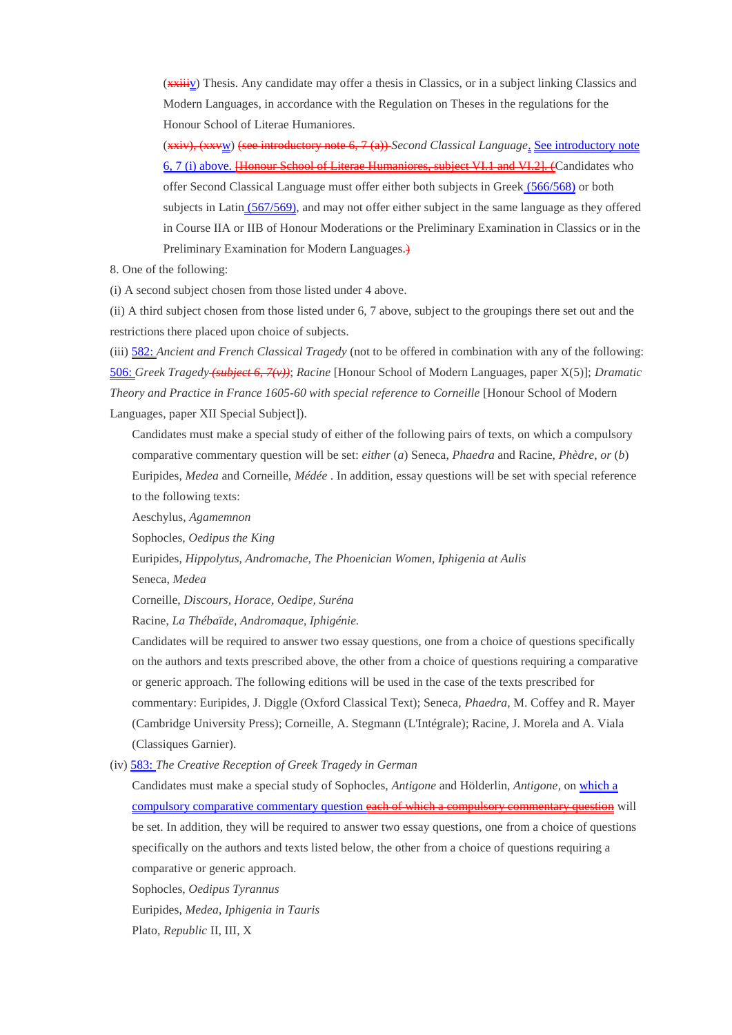(~~xxiii~~v) Thesis. Any candidate may offer a thesis in Classics, or in a subject linking Classics and Modern Languages, in accordance with the Regulation on Theses in the regulations for the Honour School of Literae Humaniores.

(~~xxiv), (xxv~~w) ~~(see introductory note 6, 7 (a))~~ *Second Classical Language*. See introductory note 6, 7 (i) above. ~~[Honour School of Literae Humaniores, subject VI.1 and VI.2]. (~~Candidates who offer Second Classical Language must offer either both subjects in Greek (566/568) or both subjects in Latin (567/569), and may not offer either subject in the same language as they offered in Course IIA or IIB of Honour Moderations or the Preliminary Examination in Classics or in the Preliminary Examination for Modern Languages.~~)~~

8. One of the following:

(i) A second subject chosen from those listed under 4 above.

(ii) A third subject chosen from those listed under 6, 7 above, subject to the groupings there set out and the restrictions there placed upon choice of subjects.

(iii) 582: *Ancient and French Classical Tragedy* (not to be offered in combination with any of the following: 506: *Greek Tragedy* ~~*(subject 6, 7(v))*~~; *Racine* [Honour School of Modern Languages, paper X(5)]; *Dramatic Theory and Practice in France 1605-60 with special reference to Corneille* [Honour School of Modern Languages, paper XII Special Subject]).

Candidates must make a special study of either of the following pairs of texts, on which a compulsory comparative commentary question will be set: *either* (*a*) Seneca, *Phaedra* and Racine, *Phèdre*, *or* (*b*) Euripides, *Medea* and Corneille, *Médée* . In addition, essay questions will be set with special reference to the following texts:

Aeschylus, *Agamemnon*

Sophocles, *Oedipus the King*

Euripides, *Hippolytus, Andromache, The Phoenician Women, Iphigenia at Aulis*

Seneca, *Medea*

Corneille, *Discours, Horace, Oedipe, Suréna*

Racine, *La Thébaïde, Andromaque, Iphigénie.*

Candidates will be required to answer two essay questions, one from a choice of questions specifically on the authors and texts prescribed above, the other from a choice of questions requiring a comparative or generic approach. The following editions will be used in the case of the texts prescribed for commentary: Euripides, J. Diggle (Oxford Classical Text); Seneca, *Phaedra*, M. Coffey and R. Mayer (Cambridge University Press); Corneille, A. Stegmann (L'Intégrale); Racine, J. Morela and A. Viala (Classiques Garnier).

(iv) 583: *The Creative Reception of Greek Tragedy in German*

Candidates must make a special study of Sophocles, *Antigone* and Hölderlin, *Antigone*, on which a compulsory comparative commentary question ~~each of which a compulsory commentary question~~ will be set. In addition, they will be required to answer two essay questions, one from a choice of questions specifically on the authors and texts listed below, the other from a choice of questions requiring a comparative or generic approach.

Sophocles, *Oedipus Tyrannus*

Euripides, *Medea, Iphigenia in Tauris*

Plato, *Republic* II, III, X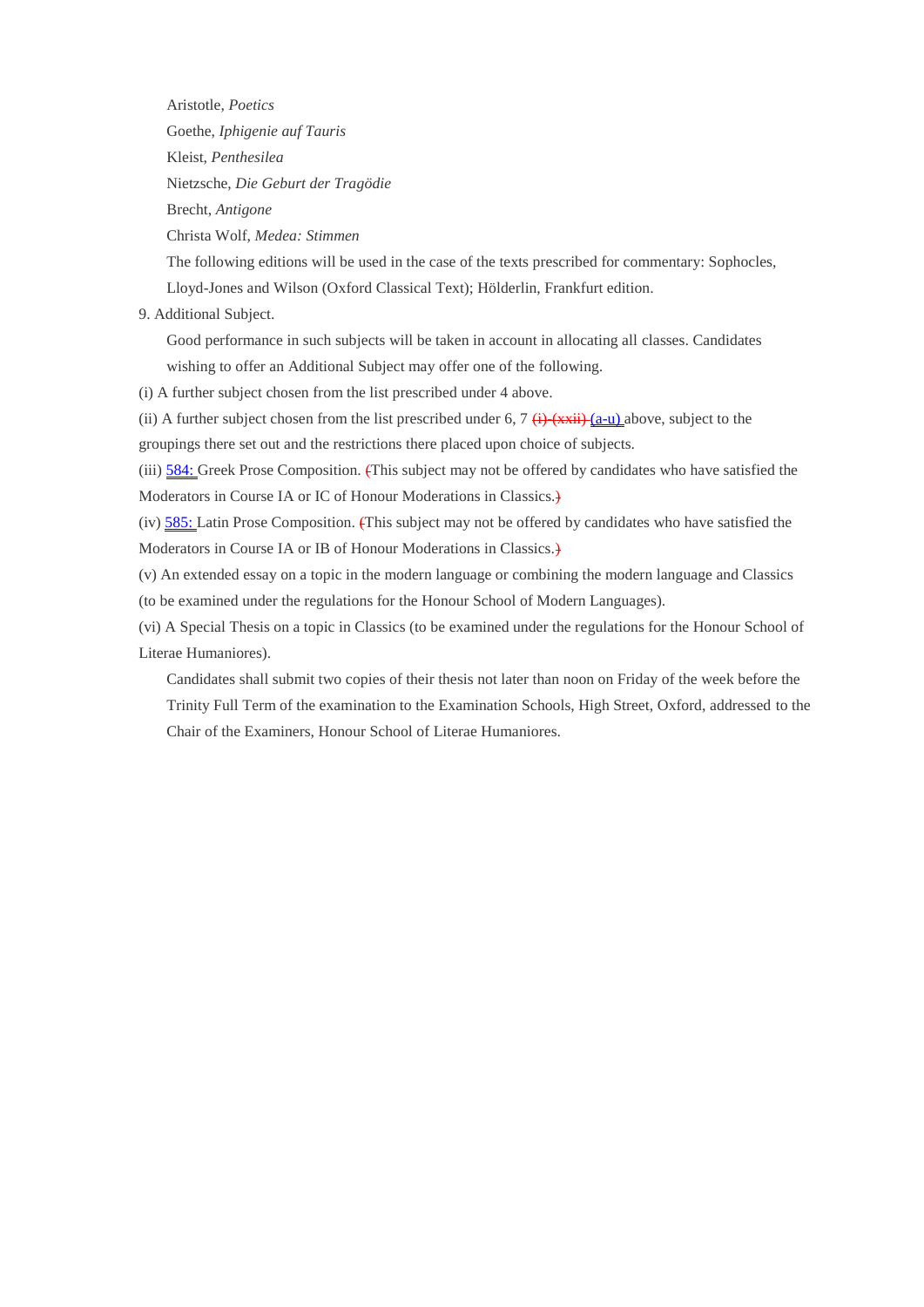Aristotle, *Poetics*

Goethe, *Iphigenie auf Tauris*

Kleist, *Penthesilea*

Nietzsche, *Die Geburt der Tragödie*

Brecht, *Antigone*

Christa Wolf, *Medea: Stimmen*

The following editions will be used in the case of the texts prescribed for commentary: Sophocles, Lloyd-Jones and Wilson (Oxford Classical Text); Hölderlin, Frankfurt edition.

9. Additional Subject.

Good performance in such subjects will be taken in account in allocating all classes. Candidates wishing to offer an Additional Subject may offer one of the following.

(i) A further subject chosen from the list prescribed under 4 above.

(ii) A further subject chosen from the list prescribed under 6, 7 ~~(i)-(xxii)~~ (a-u) above, subject to the groupings there set out and the restrictions there placed upon choice of subjects.

(iii) 584: Greek Prose Composition. ~~(~~This subject may not be offered by candidates who have satisfied the Moderators in Course IA or IC of Honour Moderations in Classics.~~)~~

(iv) 585: Latin Prose Composition. ~~(~~This subject may not be offered by candidates who have satisfied the Moderators in Course IA or IB of Honour Moderations in Classics.~~)~~

(v) An extended essay on a topic in the modern language or combining the modern language and Classics (to be examined under the regulations for the Honour School of Modern Languages).

(vi) A Special Thesis on a topic in Classics (to be examined under the regulations for the Honour School of Literae Humaniores).

Candidates shall submit two copies of their thesis not later than noon on Friday of the week before the Trinity Full Term of the examination to the Examination Schools, High Street, Oxford, addressed to the Chair of the Examiners, Honour School of Literae Humaniores.